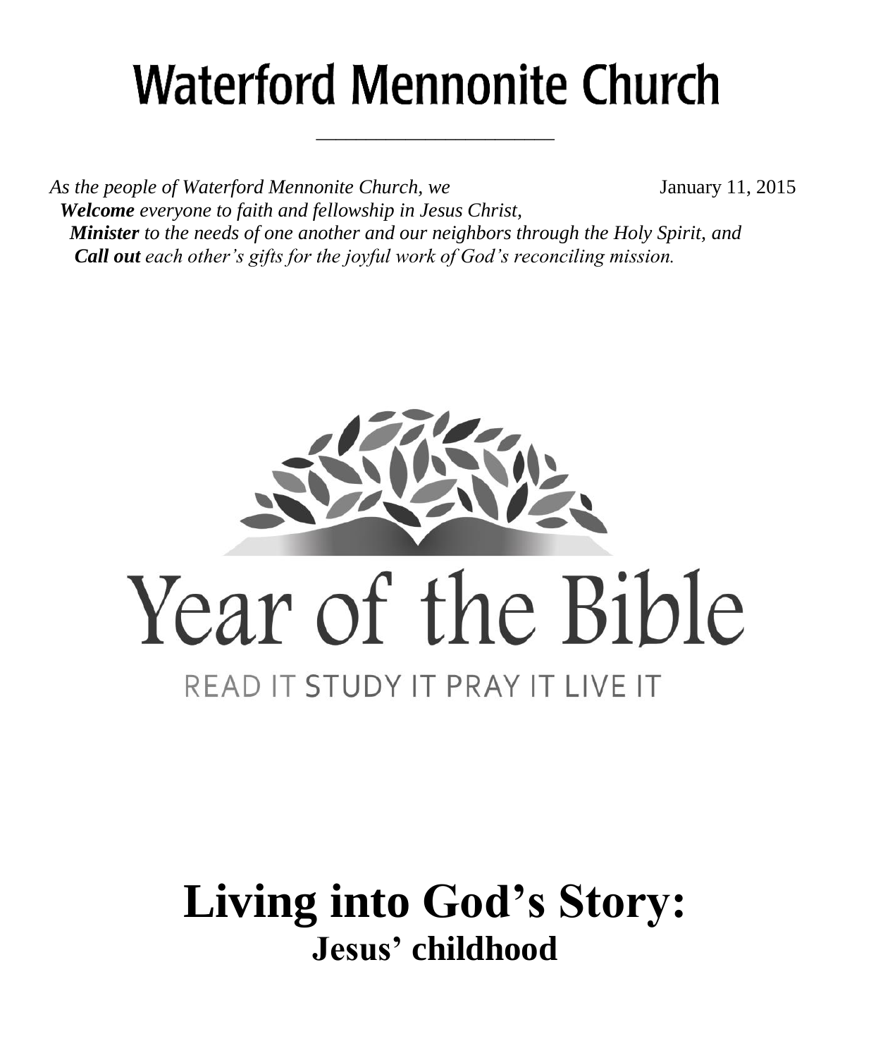# Waterford Mennonite Church

*As the people of Waterford Mennonite Church, we* January 11, 2015

***Welcome*** *everyone to faith and fellowship in Jesus Christ,*

***Minister*** *to the needs of one another and our neighbors through the Holy Spirit, and*

***Call out*** *each other's gifts for the joyful work of God's reconciling mission.*

Year of the Bible

READ IT STUDY IT PRAY IT LIVE IT

# Living into God's Story:

## Jesus' childhood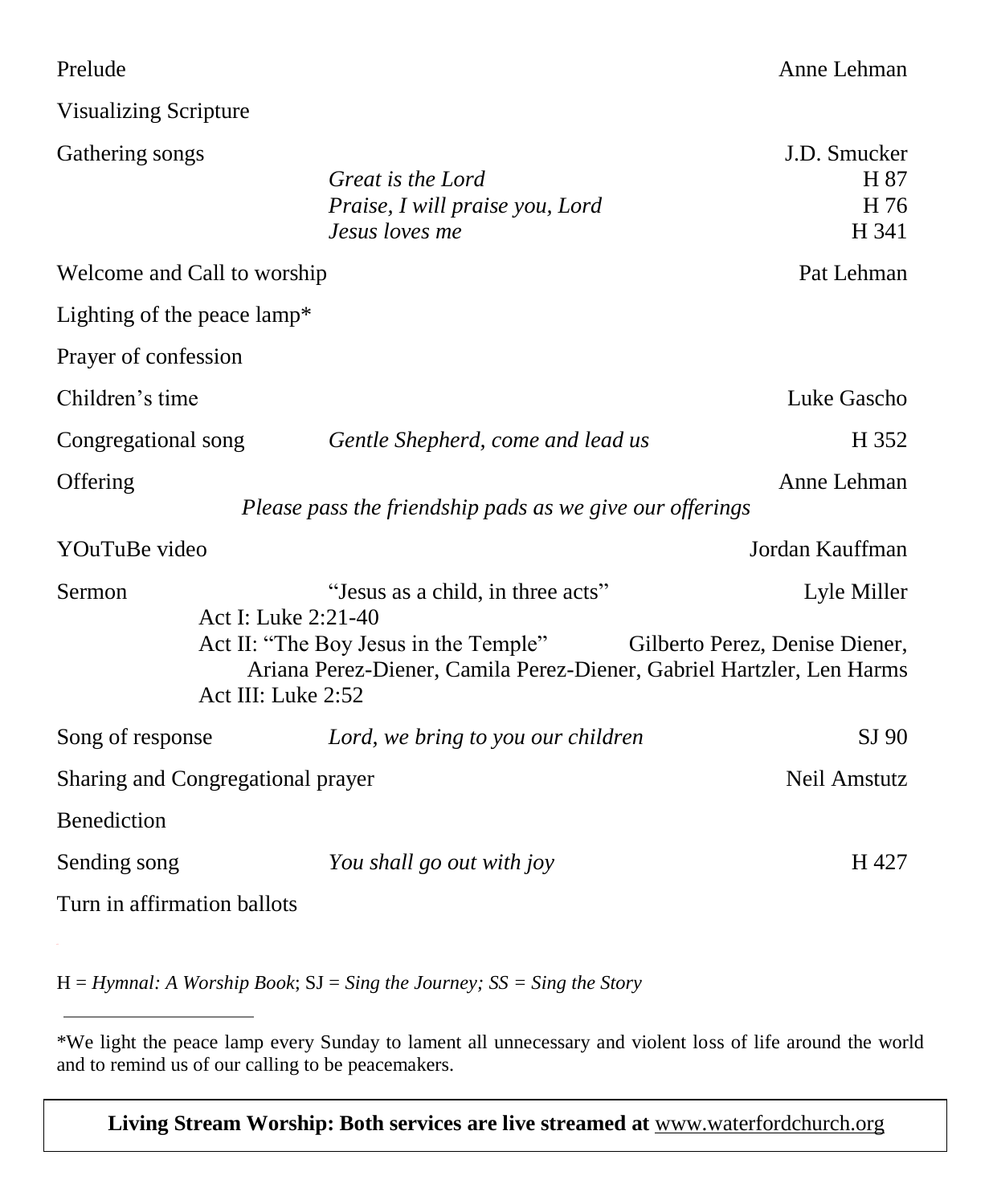Prelude — Anne Lehman

Visualizing Scripture

Gathering songs — J.D. Smucker

- *Great is the Lord* — H 87
- *Praise, I will praise you, Lord* — H 76
- *Jesus loves me* — H 341

Welcome and Call to worship — Pat Lehman

Lighting of the peace lamp*

Prayer of confession

Children's time — Luke Gascho

Congregational song — *Gentle Shepherd, come and lead us* — H 352

Offering — Anne Lehman

*Please pass the friendship pads as we give our offerings*

YOuTuBe video — Jordan Kauffman

Sermon — "Jesus as a child, in three acts" — Lyle Miller

- Act I: Luke 2:21-40
- Act II: "The Boy Jesus in the Temple" — Gilberto Perez, Denise Diener, Ariana Perez-Diener, Camila Perez-Diener, Gabriel Hartzler, Len Harms
- Act III: Luke 2:52

Song of response — *Lord, we bring to you our children* — SJ 90

Sharing and Congregational prayer — Neil Amstutz

Benediction

Sending song — *You shall go out with joy* — H 427

Turn in affirmation ballots

H = *Hymnal: A Worship Book*; SJ = *Sing the Journey; SS = Sing the Story*

---

*We light the peace lamp every Sunday to lament all unnecessary and violent loss of life around the world and to remind us of our calling to be peacemakers.

**Living Stream Worship: Both services are live streamed at** www.waterfordchurch.org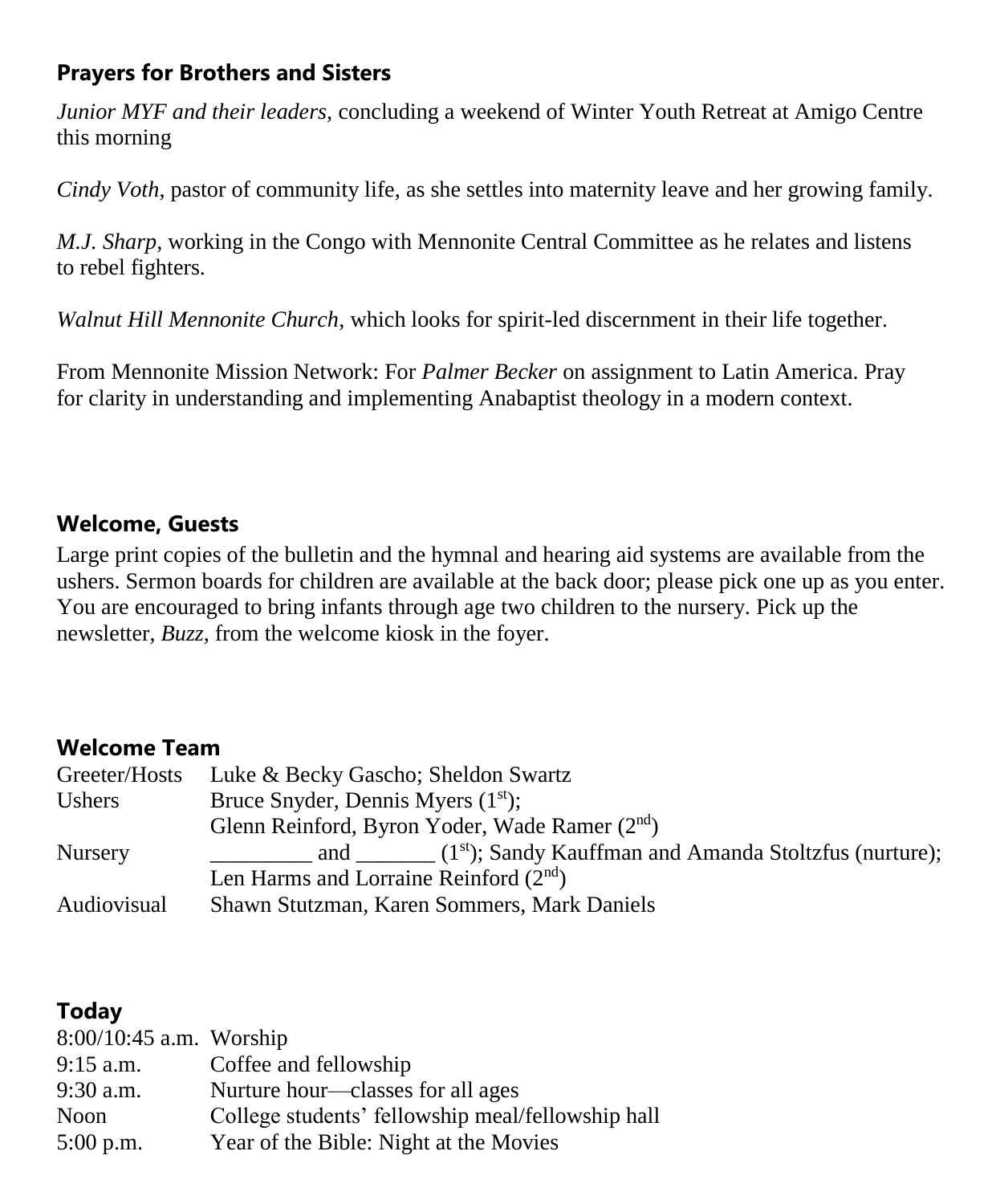## Prayers for Brothers and Sisters

*Junior MYF and their leaders,* concluding a weekend of Winter Youth Retreat at Amigo Centre this morning

*Cindy Voth,* pastor of community life, as she settles into maternity leave and her growing family.

*M.J. Sharp,* working in the Congo with Mennonite Central Committee as he relates and listens to rebel fighters.

*Walnut Hill Mennonite Church,* which looks for spirit-led discernment in their life together.

From Mennonite Mission Network: For *Palmer Becker* on assignment to Latin America. Pray for clarity in understanding and implementing Anabaptist theology in a modern context.

## Welcome, Guests

Large print copies of the bulletin and the hymnal and hearing aid systems are available from the ushers. Sermon boards for children are available at the back door; please pick one up as you enter. You are encouraged to bring infants through age two children to the nursery. Pick up the newsletter, *Buzz,* from the welcome kiosk in the foyer.

## Welcome Team

| | |
|---|---|
| Greeter/Hosts | Luke & Becky Gascho; Sheldon Swartz |
| Ushers | Bruce Snyder, Dennis Myers (1st); Glenn Reinford, Byron Yoder, Wade Ramer (2nd) |
| Nursery | _________ and _______ (1st); Sandy Kauffman and Amanda Stoltzfus (nurture); Len Harms and Lorraine Reinford (2nd) |
| Audiovisual | Shawn Stutzman, Karen Sommers, Mark Daniels |

## Today

| | |
|---|---|
| 8:00/10:45 a.m. | Worship |
| 9:15 a.m. | Coffee and fellowship |
| 9:30 a.m. | Nurture hour—classes for all ages |
| Noon | College students' fellowship meal/fellowship hall |
| 5:00 p.m. | Year of the Bible: Night at the Movies |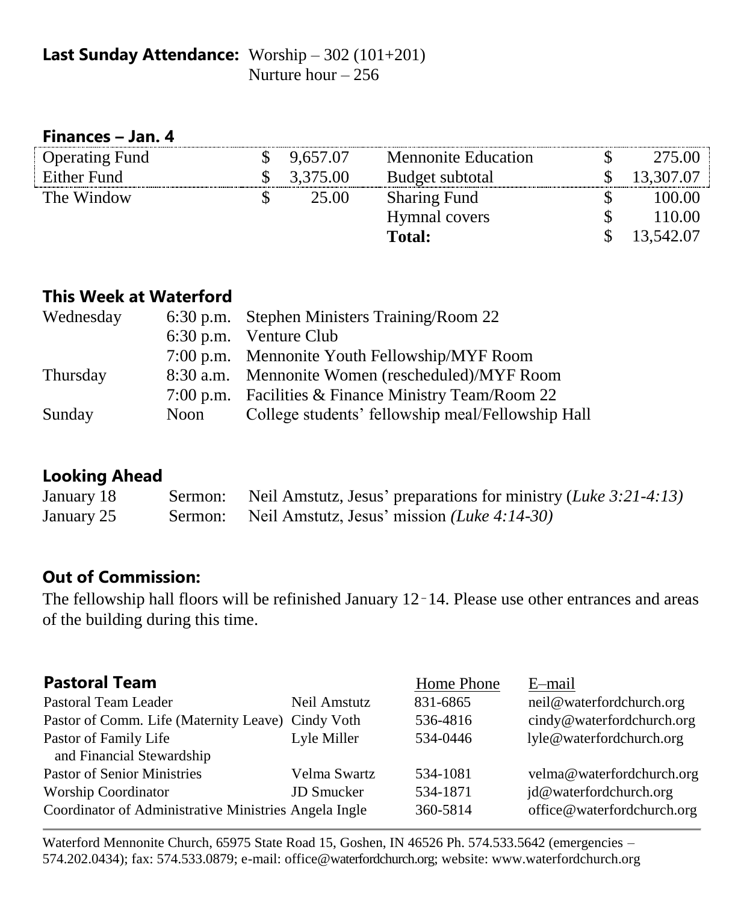**Last Sunday Attendance:** Worship – 302 (101+201)
Nurture hour – 256

### Finances – Jan. 4

| | | | |
|---|---|---|---|
| Operating Fund | $ 9,657.07 | Mennonite Education | $ 275.00 |
| Either Fund | $ 3,375.00 | Budget subtotal | $ 13,307.07 |
| The Window | $ 25.00 | Sharing Fund | $ 100.00 |
| | | Hymnal covers | $ 110.00 |
| | | **Total:** | $ 13,542.07 |

### This Week at Waterford

| | | |
|---|---|---|
| Wednesday | 6:30 p.m. | Stephen Ministers Training/Room 22 |
| | 6:30 p.m. | Venture Club |
| | 7:00 p.m. | Mennonite Youth Fellowship/MYF Room |
| Thursday | 8:30 a.m. | Mennonite Women (rescheduled)/MYF Room |
| | 7:00 p.m. | Facilities & Finance Ministry Team/Room 22 |
| Sunday | Noon | College students' fellowship meal/Fellowship Hall |

### Looking Ahead

| | | |
|---|---|---|
| January 18 | Sermon: | Neil Amstutz, Jesus' preparations for ministry (*Luke 3:21-4:13)* |
| January 25 | Sermon: | Neil Amstutz, Jesus' mission *(Luke 4:14-30)* |

### Out of Commission:

The fellowship hall floors will be refinished January 12–14. Please use other entrances and areas of the building during this time.

| Pastoral Team | | Home Phone | E–mail |
|---|---|---|---|
| Pastoral Team Leader | Neil Amstutz | 831-6865 | neil@waterfordchurch.org |
| Pastor of Comm. Life (Maternity Leave) | Cindy Voth | 536-4816 | cindy@waterfordchurch.org |
| Pastor of Family Life and Financial Stewardship | Lyle Miller | 534-0446 | lyle@waterfordchurch.org |
| Pastor of Senior Ministries | Velma Swartz | 534-1081 | velma@waterfordchurch.org |
| Worship Coordinator | JD Smucker | 534-1871 | jd@waterfordchurch.org |
| Coordinator of Administrative Ministries | Angela Ingle | 360-5814 | office@waterfordchurch.org |

Waterford Mennonite Church, 65975 State Road 15, Goshen, IN 46526 Ph. 574.533.5642 (emergencies – 574.202.0434); fax: 574.533.0879; e-mail: office@waterfordchurch.org; website: www.waterfordchurch.org